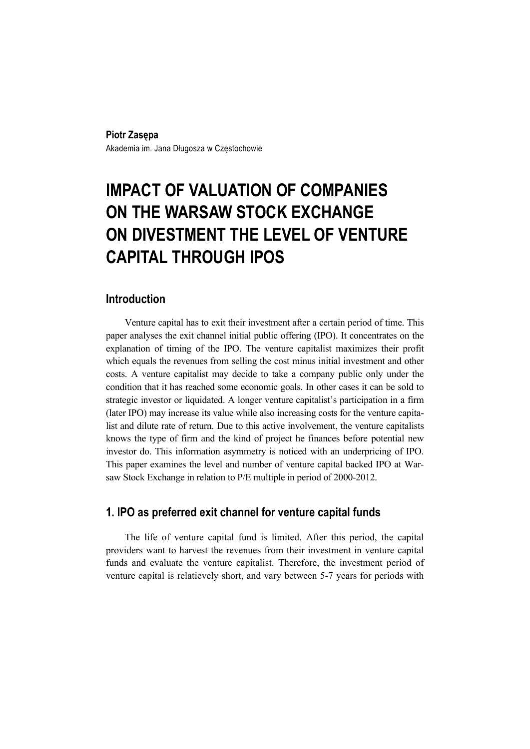**Piotr Zasępa**

Akademia im. Jana Długosza w Częstochowie

# IMPACT OF VALUATION OF COMPANIES ON THE WARSAW STOCK EXCHANGE ON DIVESTMENT THE LEVEL OF VENTURE CAPITAL THROUGH IPOS

## Introduction

Venture capital has to exit their investment after a certain period of time. This paper analyses the exit channel initial public offering (IPO). It concentrates on the explanation of timing of the IPO. The venture capitalist maximizes their profit which equals the revenues from selling the cost minus initial investment and other costs. A venture capitalist may decide to take a company public only under the condition that it has reached some economic goals. In other cases it can be sold to strategic investor or liquidated. A longer venture capitalist's participation in a firm (later IPO) may increase its value while also increasing costs for the venture capitalist and dilute rate of return. Due to this active involvement, the venture capitalists knows the type of firm and the kind of project he finances before potential new investor do. This information asymmetry is noticed with an underpricing of IPO. This paper examines the level and number of venture capital backed IPO at Warsaw Stock Exchange in relation to P/E multiple in period of 2000-2012.

## 1. IPO as preferred exit channel for venture capital funds

The life of venture capital fund is limited. After this period, the capital providers want to harvest the revenues from their investment in venture capital funds and evaluate the venture capitalist. Therefore, the investment period of venture capital is relatievely short, and vary between 5-7 years for periods with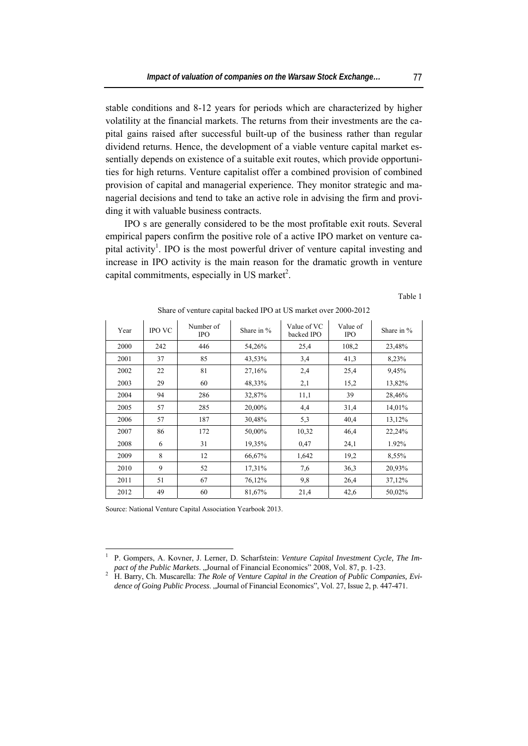stable conditions and 8-12 years for periods which are characterized by higher volatility at the financial markets. The returns from their investments are the capital gains raised after successful built-up of the business rather than regular dividend returns. Hence, the development of a viable venture capital market essentially depends on existence of a suitable exit routes, which provide opportunities for high returns. Venture capitalist offer a combined provision of combined provision of capital and managerial experience. They monitor strategic and managerial decisions and tend to take an active role in advising the firm and providing it with valuable business contracts.

IPO s are generally considered to be the most profitable exit routs. Several empirical papers confirm the positive role of a active IPO market on venture capital activity[1]. IPO is the most powerful driver of venture capital investing and increase in IPO activity is the main reason for the dramatic growth in venture capital commitments, especially in US market[2].

Table 1

Share of venture capital backed IPO at US market over 2000-2012

| Year | IPO VC | Number of IPO | Share in % | Value of VC backed IPO | Value of IPO | Share in % |
|---|---|---|---|---|---|---|
| 2000 | 242 | 446 | 54,26% | 25,4 | 108,2 | 23,48% |
| 2001 | 37 | 85 | 43,53% | 3,4 | 41,3 | 8,23% |
| 2002 | 22 | 81 | 27,16% | 2,4 | 25,4 | 9,45% |
| 2003 | 29 | 60 | 48,33% | 2,1 | 15,2 | 13,82% |
| 2004 | 94 | 286 | 32,87% | 11,1 | 39 | 28,46% |
| 2005 | 57 | 285 | 20,00% | 4,4 | 31,4 | 14,01% |
| 2006 | 57 | 187 | 30,48% | 5,3 | 40,4 | 13,12% |
| 2007 | 86 | 172 | 50,00% | 10,32 | 46,4 | 22,24% |
| 2008 | 6 | 31 | 19,35% | 0,47 | 24,1 | 1.92% |
| 2009 | 8 | 12 | 66,67% | 1,642 | 19,2 | 8,55% |
| 2010 | 9 | 52 | 17,31% | 7,6 | 36,3 | 20,93% |
| 2011 | 51 | 67 | 76,12% | 9,8 | 26,4 | 37,12% |
| 2012 | 49 | 60 | 81,67% | 21,4 | 42,6 | 50,02% |

Source: National Venture Capital Association Yearbook 2013.

---

[1] P. Gompers, A. Kovner, J. Lerner, D. Scharfstein: *Venture Capital Investment Cycle, The Impact of the Public Markets*. „Journal of Financial Economics" 2008, Vol. 87, p. 1-23.

[2] H. Barry, Ch. Muscarella: *The Role of Venture Capital in the Creation of Public Companies, Evidence of Going Public Process*. „Journal of Financial Economics", Vol. 27, Issue 2, p. 447-471.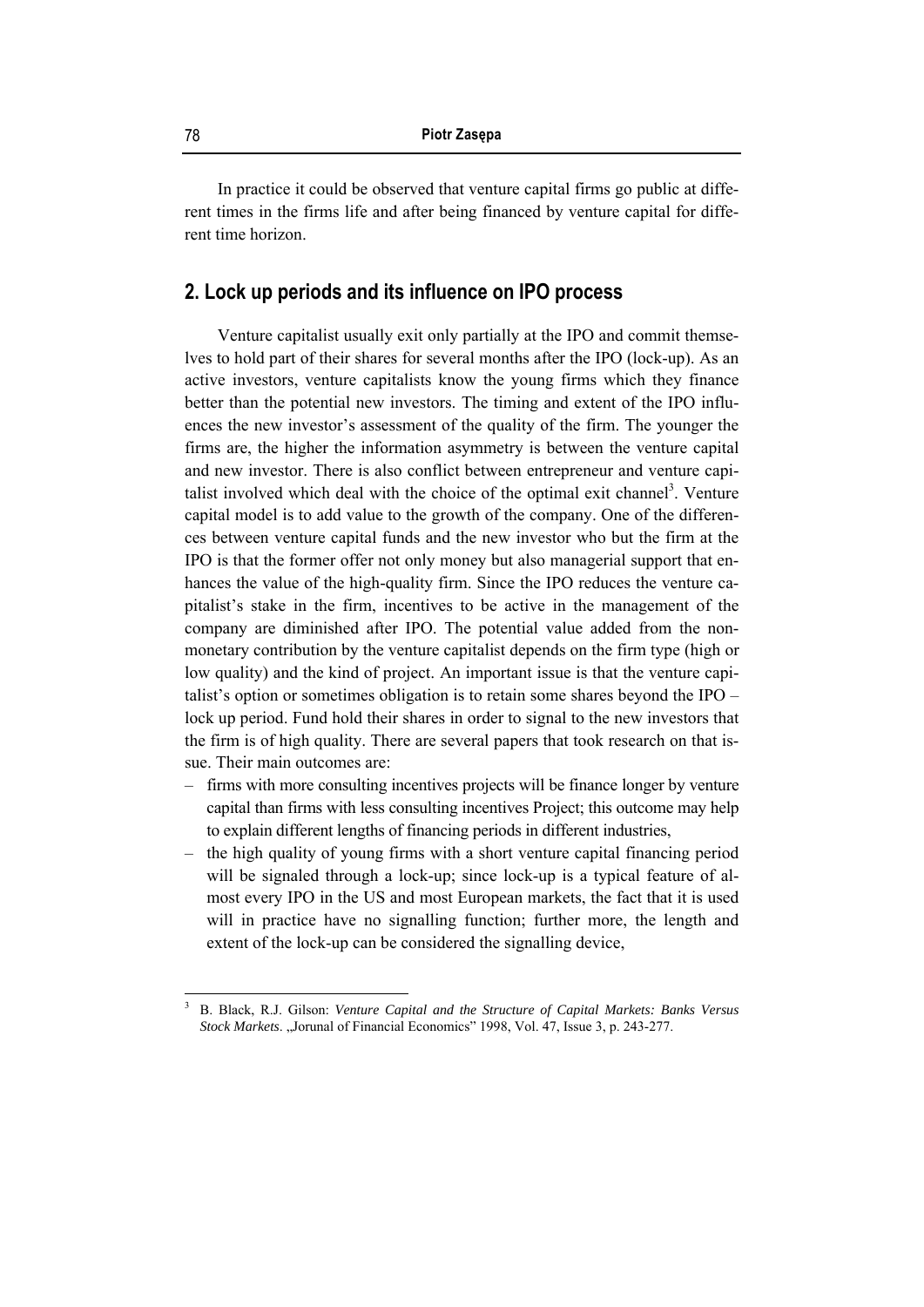In practice it could be observed that venture capital firms go public at different times in the firms life and after being financed by venture capital for different time horizon.

## 2. Lock up periods and its influence on IPO process

Venture capitalist usually exit only partially at the IPO and commit themselves to hold part of their shares for several months after the IPO (lock-up). As an active investors, venture capitalists know the young firms which they finance better than the potential new investors. The timing and extent of the IPO influences the new investor's assessment of the quality of the firm. The younger the firms are, the higher the information asymmetry is between the venture capital and new investor. There is also conflict between entrepreneur and venture capitalist involved which deal with the choice of the optimal exit channel[3]. Venture capital model is to add value to the growth of the company. One of the differences between venture capital funds and the new investor who but the firm at the IPO is that the former offer not only money but also managerial support that enhances the value of the high-quality firm. Since the IPO reduces the venture capitalist's stake in the firm, incentives to be active in the management of the company are diminished after IPO. The potential value added from the non-monetary contribution by the venture capitalist depends on the firm type (high or low quality) and the kind of project. An important issue is that the venture capitalist's option or sometimes obligation is to retain some shares beyond the IPO – lock up period. Fund hold their shares in order to signal to the new investors that the firm is of high quality. There are several papers that took research on that issue. Their main outcomes are:

- firms with more consulting incentives projects will be finance longer by venture capital than firms with less consulting incentives Project; this outcome may help to explain different lengths of financing periods in different industries,
- the high quality of young firms with a short venture capital financing period will be signaled through a lock-up; since lock-up is a typical feature of almost every IPO in the US and most European markets, the fact that it is used will in practice have no signalling function; further more, the length and extent of the lock-up can be considered the signalling device,

[3] B. Black, R.J. Gilson: *Venture Capital and the Structure of Capital Markets: Banks Versus Stock Markets*. „Jorunal of Financial Economics" 1998, Vol. 47, Issue 3, p. 243-277.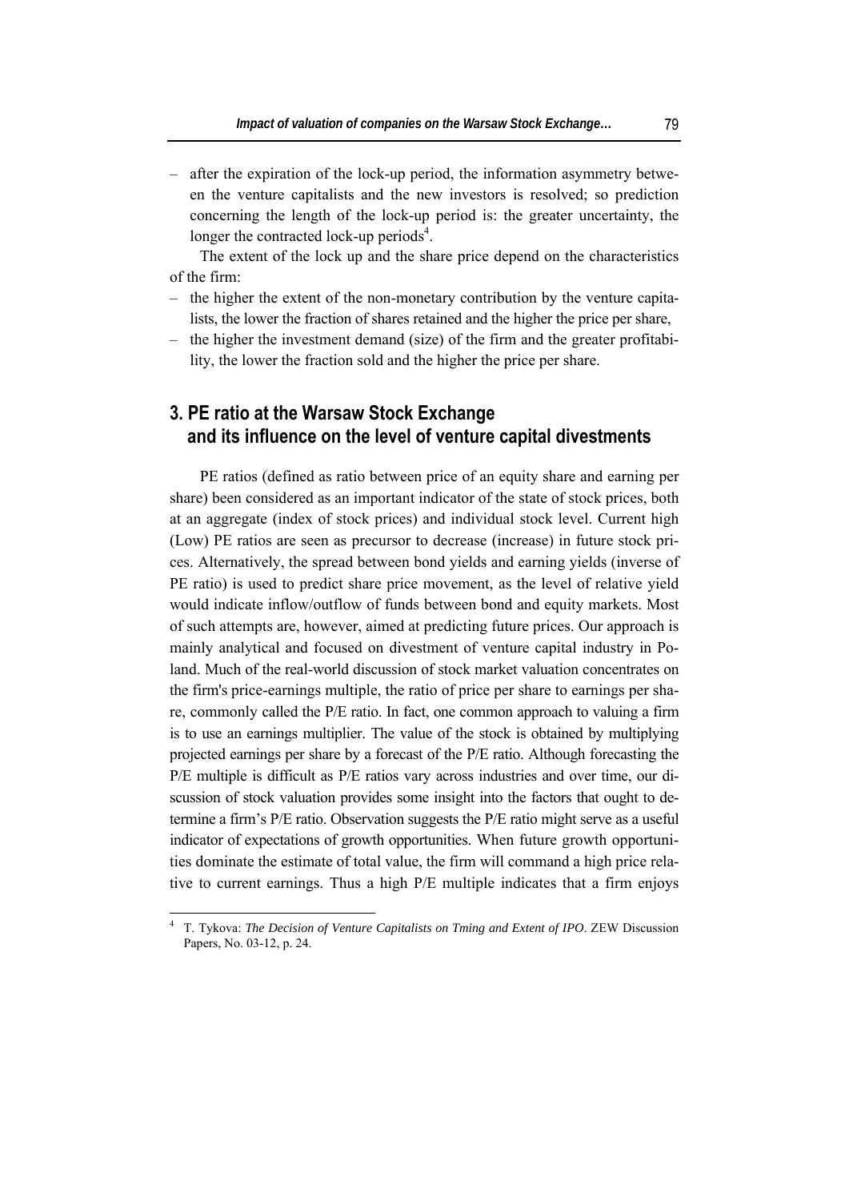– after the expiration of the lock-up period, the information asymmetry between the venture capitalists and the new investors is resolved; so prediction concerning the length of the lock-up period is: the greater uncertainty, the longer the contracted lock-up periods[4].

The extent of the lock up and the share price depend on the characteristics of the firm:

– the higher the extent of the non-monetary contribution by the venture capitalists, the lower the fraction of shares retained and the higher the price per share,
– the higher the investment demand (size) of the firm and the greater profitability, the lower the fraction sold and the higher the price per share.

## 3. PE ratio at the Warsaw Stock Exchange and its influence on the level of venture capital divestments

PE ratios (defined as ratio between price of an equity share and earning per share) been considered as an important indicator of the state of stock prices, both at an aggregate (index of stock prices) and individual stock level. Current high (Low) PE ratios are seen as precursor to decrease (increase) in future stock prices. Alternatively, the spread between bond yields and earning yields (inverse of PE ratio) is used to predict share price movement, as the level of relative yield would indicate inflow/outflow of funds between bond and equity markets. Most of such attempts are, however, aimed at predicting future prices. Our approach is mainly analytical and focused on divestment of venture capital industry in Poland. Much of the real-world discussion of stock market valuation concentrates on the firm's price-earnings multiple, the ratio of price per share to earnings per share, commonly called the P/E ratio. In fact, one common approach to valuing a firm is to use an earnings multiplier. The value of the stock is obtained by multiplying projected earnings per share by a forecast of the P/E ratio. Although forecasting the P/E multiple is difficult as P/E ratios vary across industries and over time, our discussion of stock valuation provides some insight into the factors that ought to determine a firm's P/E ratio. Observation suggests the P/E ratio might serve as a useful indicator of expectations of growth opportunities. When future growth opportunities dominate the estimate of total value, the firm will command a high price relative to current earnings. Thus a high P/E multiple indicates that a firm enjoys

---

[4] T. Tykova: *The Decision of Venture Capitalists on Tming and Extent of IPO*. ZEW Discussion Papers, No. 03-12, p. 24.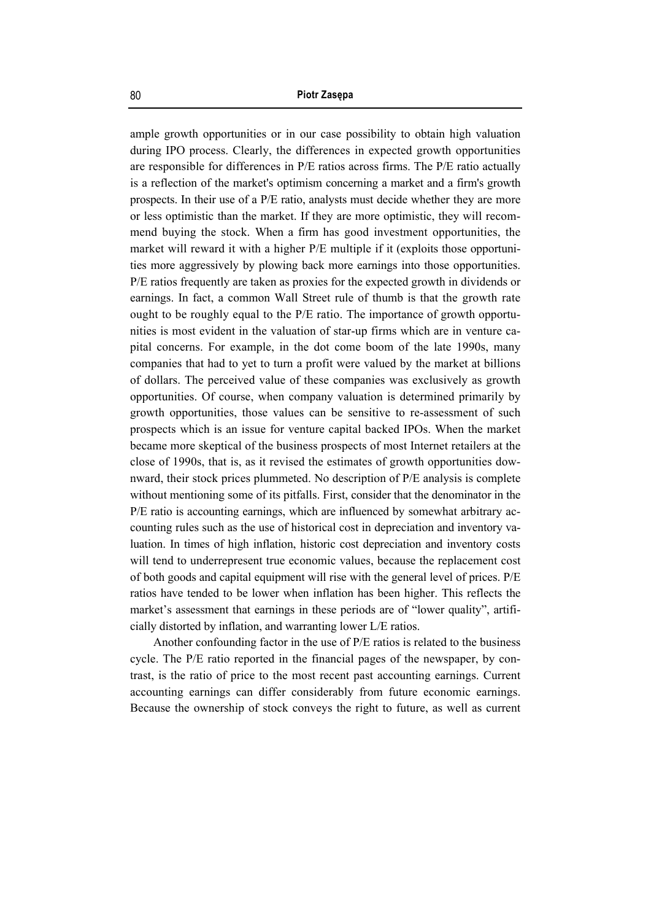ample growth opportunities or in our case possibility to obtain high valuation during IPO process. Clearly, the differences in expected growth opportunities are responsible for differences in P/E ratios across firms. The P/E ratio actually is a reflection of the market's optimism concerning a market and a firm's growth prospects. In their use of a P/E ratio, analysts must decide whether they are more or less optimistic than the market. If they are more optimistic, they will recommend buying the stock. When a firm has good investment opportunities, the market will reward it with a higher P/E multiple if it (exploits those opportunities more aggressively by plowing back more earnings into those opportunities. P/E ratios frequently are taken as proxies for the expected growth in dividends or earnings. In fact, a common Wall Street rule of thumb is that the growth rate ought to be roughly equal to the P/E ratio. The importance of growth opportunities is most evident in the valuation of star-up firms which are in venture capital concerns. For example, in the dot come boom of the late 1990s, many companies that had to yet to turn a profit were valued by the market at billions of dollars. The perceived value of these companies was exclusively as growth opportunities. Of course, when company valuation is determined primarily by growth opportunities, those values can be sensitive to re-assessment of such prospects which is an issue for venture capital backed IPOs. When the market became more skeptical of the business prospects of most Internet retailers at the close of 1990s, that is, as it revised the estimates of growth opportunities downward, their stock prices plummeted. No description of P/E analysis is complete without mentioning some of its pitfalls. First, consider that the denominator in the P/E ratio is accounting earnings, which are influenced by somewhat arbitrary accounting rules such as the use of historical cost in depreciation and inventory valuation. In times of high inflation, historic cost depreciation and inventory costs will tend to underrepresent true economic values, because the replacement cost of both goods and capital equipment will rise with the general level of prices. P/E ratios have tended to be lower when inflation has been higher. This reflects the market's assessment that earnings in these periods are of "lower quality", artificially distorted by inflation, and warranting lower L/E ratios.

Another confounding factor in the use of P/E ratios is related to the business cycle. The P/E ratio reported in the financial pages of the newspaper, by contrast, is the ratio of price to the most recent past accounting earnings. Current accounting earnings can differ considerably from future economic earnings. Because the ownership of stock conveys the right to future, as well as current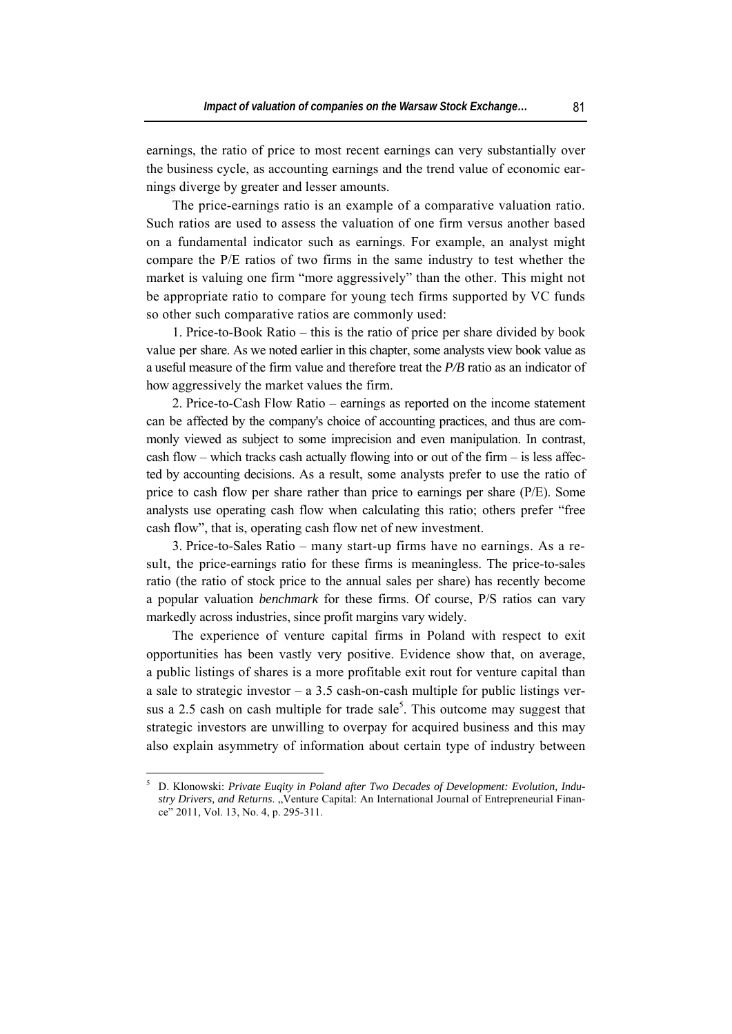earnings, the ratio of price to most recent earnings can very substantially over the business cycle, as accounting earnings and the trend value of economic earnings diverge by greater and lesser amounts.

The price-earnings ratio is an example of a comparative valuation ratio. Such ratios are used to assess the valuation of one firm versus another based on a fundamental indicator such as earnings. For example, an analyst might compare the P/E ratios of two firms in the same industry to test whether the market is valuing one firm "more aggressively" than the other. This might not be appropriate ratio to compare for young tech firms supported by VC funds so other such comparative ratios are commonly used:

1. Price-to-Book Ratio – this is the ratio of price per share divided by book value per share. As we noted earlier in this chapter, some analysts view book value as a useful measure of the firm value and therefore treat the *P/B* ratio as an indicator of how aggressively the market values the firm.

2. Price-to-Cash Flow Ratio – earnings as reported on the income statement can be affected by the company's choice of accounting practices, and thus are commonly viewed as subject to some imprecision and even manipulation. In contrast, cash flow – which tracks cash actually flowing into or out of the firm – is less affected by accounting decisions. As a result, some analysts prefer to use the ratio of price to cash flow per share rather than price to earnings per share (P/E). Some analysts use operating cash flow when calculating this ratio; others prefer "free cash flow", that is, operating cash flow net of new investment.

3. Price-to-Sales Ratio – many start-up firms have no earnings. As a result, the price-earnings ratio for these firms is meaningless. The price-to-sales ratio (the ratio of stock price to the annual sales per share) has recently become a popular valuation *benchmark* for these firms. Of course, P/S ratios can vary markedly across industries, since profit margins vary widely.

The experience of venture capital firms in Poland with respect to exit opportunities has been vastly very positive. Evidence show that, on average, a public listings of shares is a more profitable exit rout for venture capital than a sale to strategic investor – a 3.5 cash-on-cash multiple for public listings versus a 2.5 cash on cash multiple for trade sale[5]. This outcome may suggest that strategic investors are unwilling to overpay for acquired business and this may also explain asymmetry of information about certain type of industry between

---

[5] D. Klonowski: *Private Euqity in Poland after Two Decades of Development: Evolution, Industry Drivers, and Returns*. „Venture Capital: An International Journal of Entrepreneurial Finance" 2011, Vol. 13, No. 4, p. 295-311.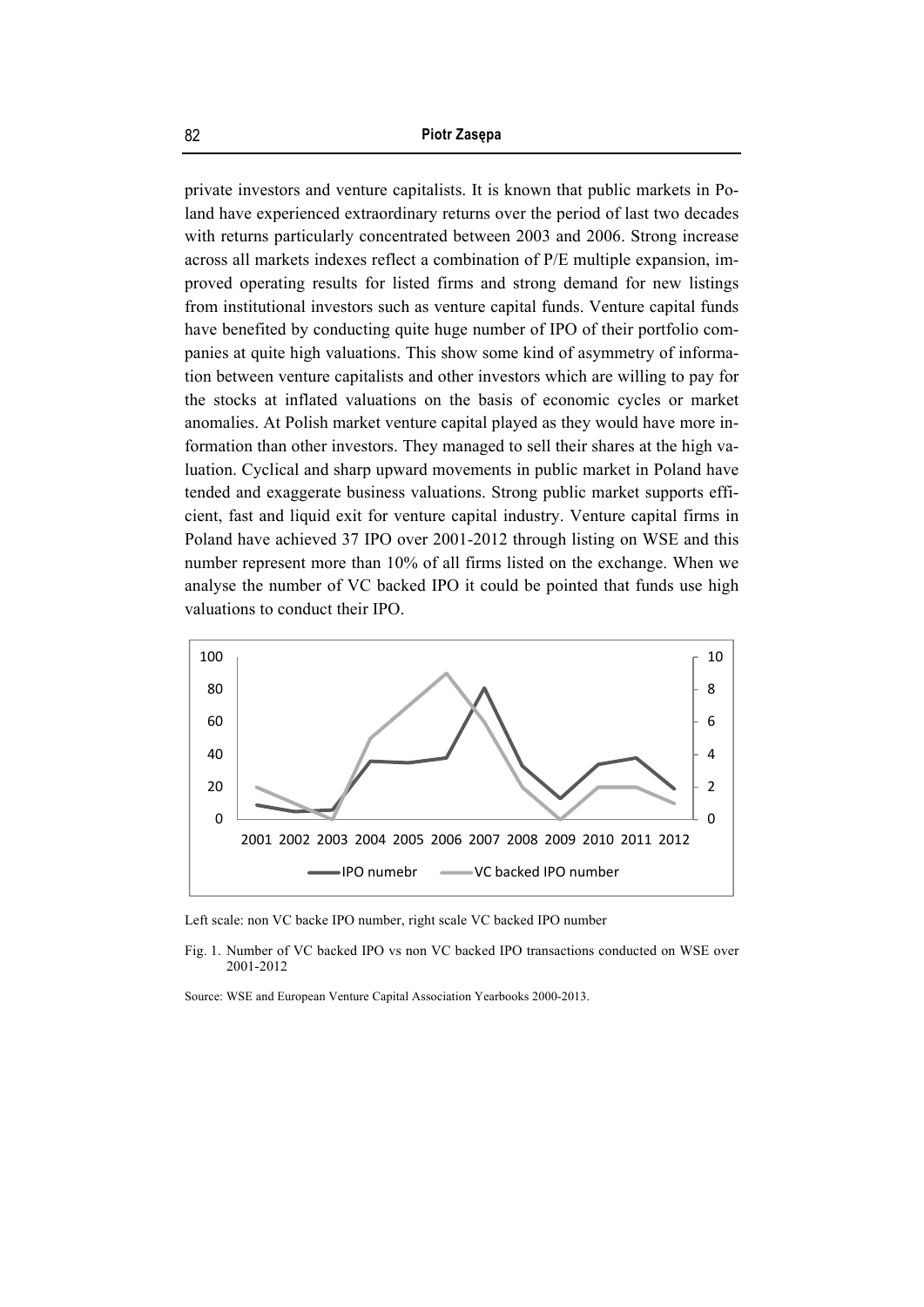private investors and venture capitalists. It is known that public markets in Poland have experienced extraordinary returns over the period of last two decades with returns particularly concentrated between 2003 and 2006. Strong increase across all markets indexes reflect a combination of P/E multiple expansion, improved operating results for listed firms and strong demand for new listings from institutional investors such as venture capital funds. Venture capital funds have benefited by conducting quite huge number of IPO of their portfolio companies at quite high valuations. This show some kind of asymmetry of information between venture capitalists and other investors which are willing to pay for the stocks at inflated valuations on the basis of economic cycles or market anomalies. At Polish market venture capital played as they would have more information than other investors. They managed to sell their shares at the high valuation. Cyclical and sharp upward movements in public market in Poland have tended and exaggerate business valuations. Strong public market supports efficient, fast and liquid exit for venture capital industry. Venture capital firms in Poland have achieved 37 IPO over 2001-2012 through listing on WSE and this number represent more than 10% of all firms listed on the exchange. When we analyse the number of VC backed IPO it could be pointed that funds use high valuations to conduct their IPO.

100
80
60
40
20
0

10
8
6
4
2
0

2001 2002 2003 2004 2005 2006 2007 2008 2009 2010 2011 2012

IPO numebr
VC backed IPO number

Left scale: non VC backe IPO number, right scale VC backed IPO number

Fig. 1. Number of VC backed IPO vs non VC backed IPO transactions conducted on WSE over 2001-2012

Source: WSE and European Venture Capital Association Yearbooks 2000-2013.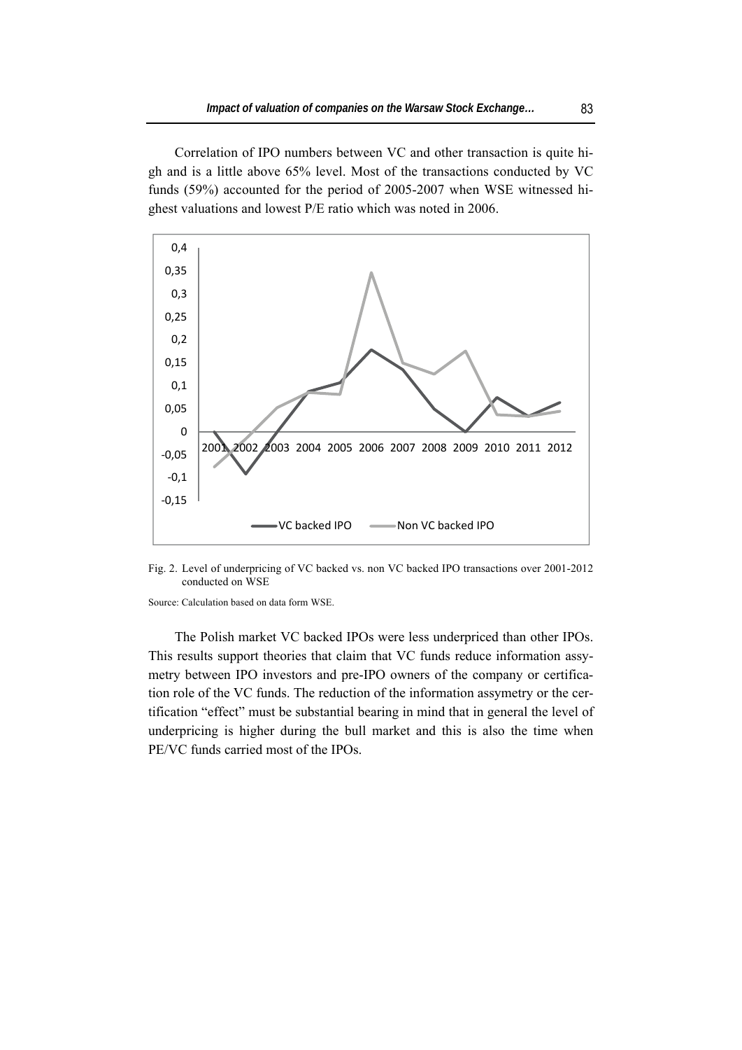Correlation of IPO numbers between VC and other transaction is quite high and is a little above 65% level. Most of the transactions conducted by VC funds (59%) accounted for the period of 2005-2007 when WSE witnessed highest valuations and lowest P/E ratio which was noted in 2006.

0,4
0,35
0,3
0,25
0,2
0,15
0,1
0,05
0
-0,05
-0,1
-0,15

2001 2002 2003 2004 2005 2006 2007 2008 2009 2010 2011 2012

VC backed IPO
Non VC backed IPO

Fig. 2. Level of underpricing of VC backed vs. non VC backed IPO transactions over 2001-2012 conducted on WSE

Source: Calculation based on data form WSE.

The Polish market VC backed IPOs were less underpriced than other IPOs. This results support theories that claim that VC funds reduce information assymetry between IPO investors and pre-IPO owners of the company or certification role of the VC funds. The reduction of the information assymetry or the certification "effect" must be substantial bearing in mind that in general the level of underpricing is higher during the bull market and this is also the time when PE/VC funds carried most of the IPOs.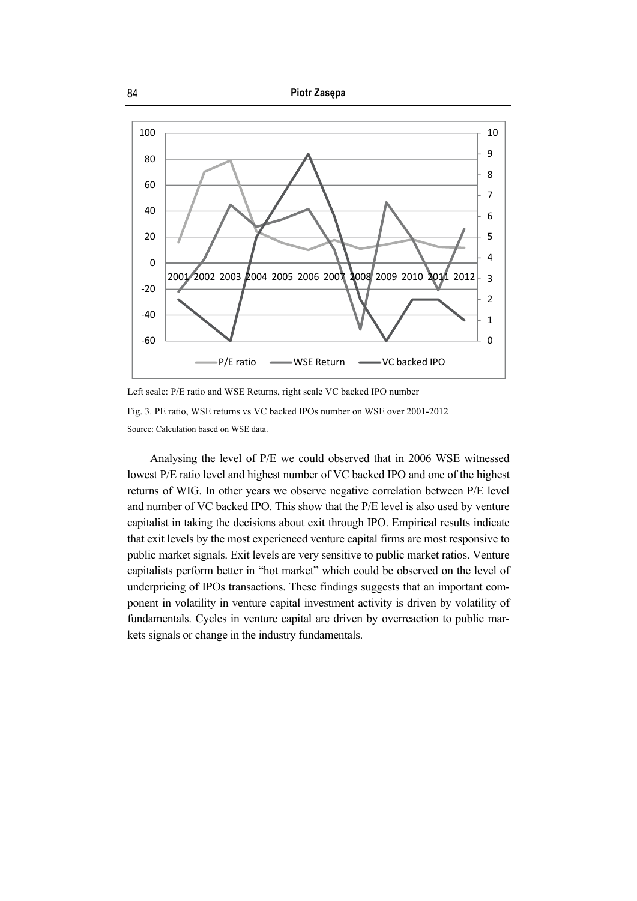100
80
60
40
20
0
-20
-40
-60

10
9
8
7
6
5
4
3
2
1
0

2001 2002 2003 2004 2005 2006 2007 2008 2009 2010 2011 2012

P/E ratio   WSE Return   VC backed IPO

Left scale: P/E ratio and WSE Returns, right scale VC backed IPO number

Fig. 3. PE ratio, WSE returns vs VC backed IPOs number on WSE over 2001-2012

Source: Calculation based on WSE data.

Analysing the level of P/E we could observed that in 2006 WSE witnessed lowest P/E ratio level and highest number of VC backed IPO and one of the highest returns of WIG. In other years we observe negative correlation between P/E level and number of VC backed IPO. This show that the P/E level is also used by venture capitalist in taking the decisions about exit through IPO. Empirical results indicate that exit levels by the most experienced venture capital firms are most responsive to public market signals. Exit levels are very sensitive to public market ratios. Venture capitalists perform better in "hot market" which could be observed on the level of underpricing of IPOs transactions. These findings suggests that an important component in volatility in venture capital investment activity is driven by volatility of fundamentals. Cycles in venture capital are driven by overreaction to public markets signals or change in the industry fundamentals.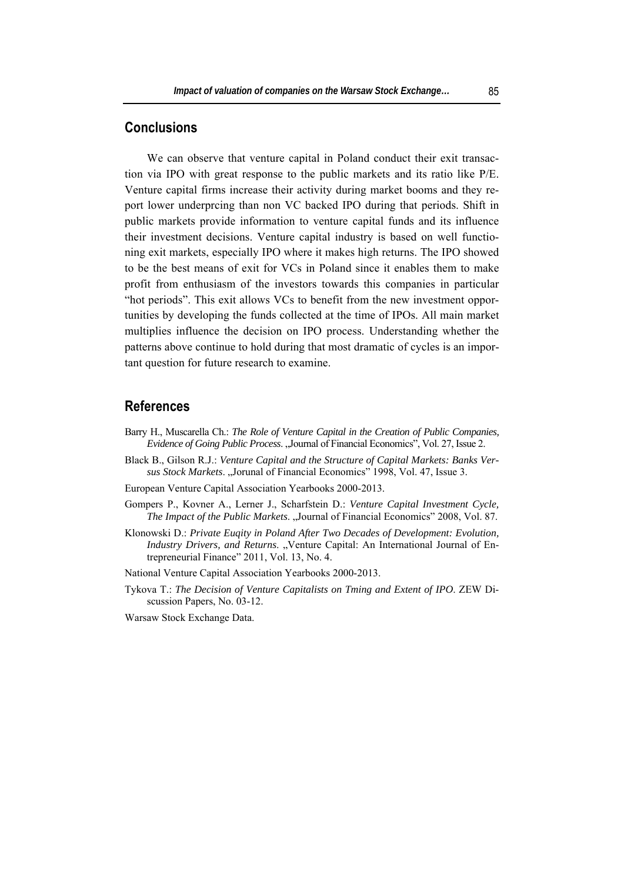## Conclusions

We can observe that venture capital in Poland conduct their exit transaction via IPO with great response to the public markets and its ratio like P/E. Venture capital firms increase their activity during market booms and they report lower underprcing than non VC backed IPO during that periods. Shift in public markets provide information to venture capital funds and its influence their investment decisions. Venture capital industry is based on well functioning exit markets, especially IPO where it makes high returns. The IPO showed to be the best means of exit for VCs in Poland since it enables them to make profit from enthusiasm of the investors towards this companies in particular "hot periods". This exit allows VCs to benefit from the new investment opportunities by developing the funds collected at the time of IPOs. All main market multiplies influence the decision on IPO process. Understanding whether the patterns above continue to hold during that most dramatic of cycles is an important question for future research to examine.

## References

Barry H., Muscarella Ch.: *The Role of Venture Capital in the Creation of Public Companies, Evidence of Going Public Process*. „Journal of Financial Economics", Vol. 27, Issue 2.

Black B., Gilson R.J.: *Venture Capital and the Structure of Capital Markets: Banks Versus Stock Markets*. „Jorunal of Financial Economics" 1998, Vol. 47, Issue 3.

European Venture Capital Association Yearbooks 2000-2013.

Gompers P., Kovner A., Lerner J., Scharfstein D.: *Venture Capital Investment Cycle, The Impact of the Public Markets*. „Journal of Financial Economics" 2008, Vol. 87.

Klonowski D.: *Private Euqity in Poland After Two Decades of Development: Evolution, Industry Drivers, and Returns*. „Venture Capital: An International Journal of Entrepreneurial Finance" 2011, Vol. 13, No. 4.

National Venture Capital Association Yearbooks 2000-2013.

Tykova T.: *The Decision of Venture Capitalists on Tming and Extent of IPO*. ZEW Discussion Papers, No. 03-12.

Warsaw Stock Exchange Data.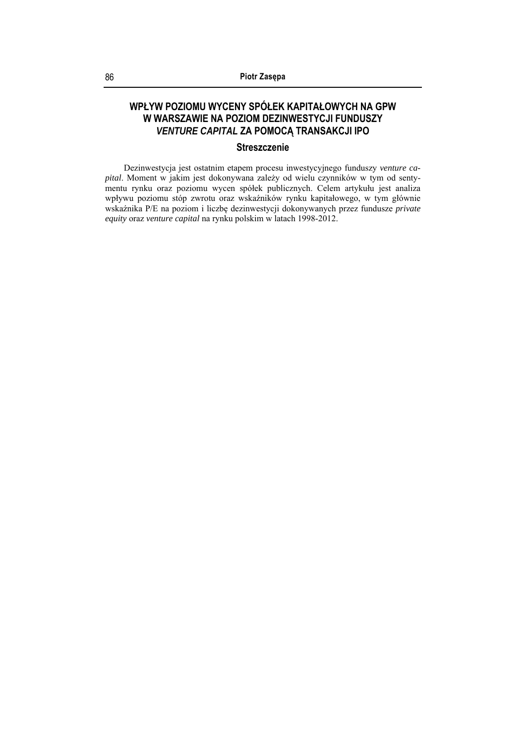## WPŁYW POZIOMU WYCENY SPÓŁEK KAPITAŁOWYCH NA GPW W WARSZAWIE NA POZIOM DEZINWESTYCJI FUNDUSZY *VENTURE CAPITAL* ZA POMOCĄ TRANSAKCJI IPO

### Streszczenie

Dezinwestycja jest ostatnim etapem procesu inwestycyjnego funduszy *venture capital*. Moment w jakim jest dokonywana zależy od wielu czynników w tym od sentymentu rynku oraz poziomu wycen spółek publicznych. Celem artykułu jest analiza wpływu poziomu stóp zwrotu oraz wskaźników rynku kapitałowego, w tym głównie wskaźnika P/E na poziom i liczbę dezinwestycji dokonywanych przez fundusze *private equity* oraz *venture capital* na rynku polskim w latach 1998-2012.